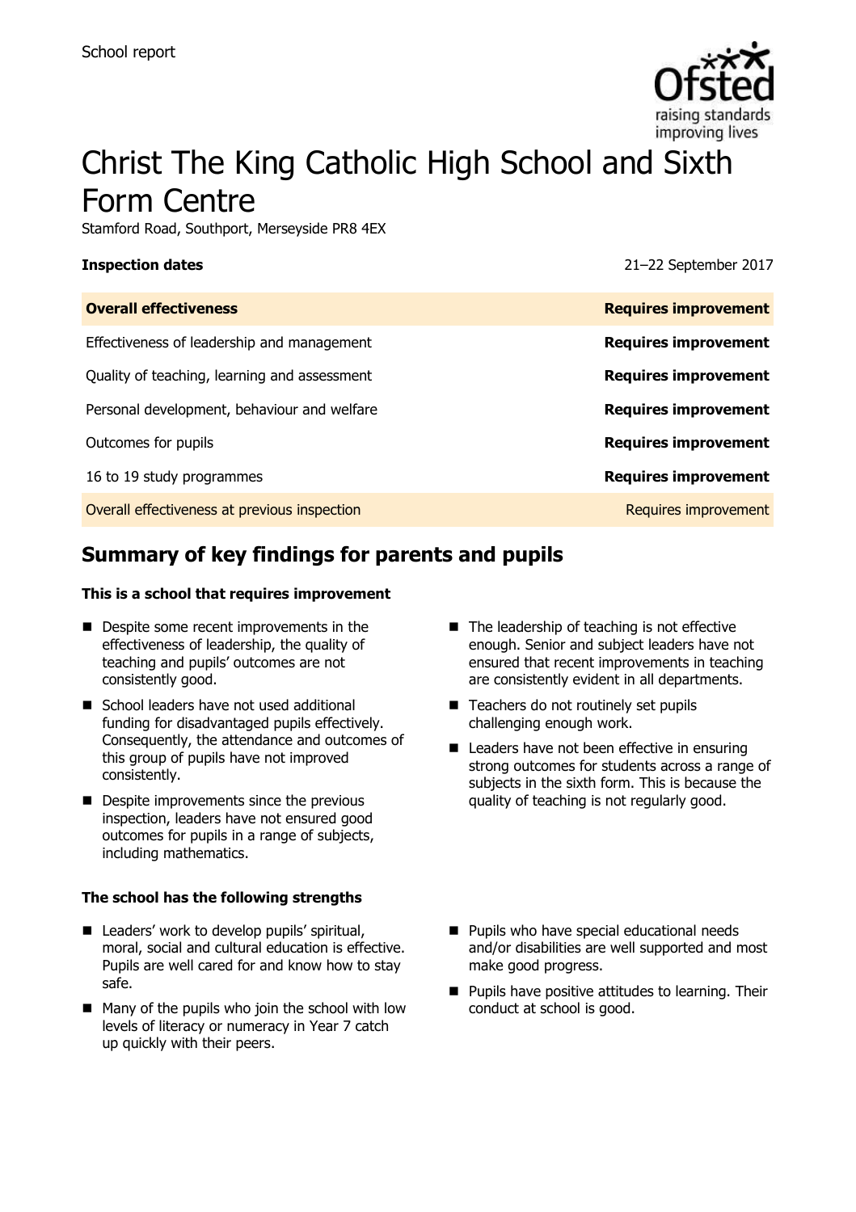School report

# Christ The King Catholic High School and Sixth Form Centre

Stamford Road, Southport, Merseyside PR8 4EX

| **Inspection dates** | 21–22 September 2017 |
| --- | --- |
| **Overall effectiveness** | **Requires improvement** |
| Effectiveness of leadership and management | **Requires improvement** |
| Quality of teaching, learning and assessment | **Requires improvement** |
| Personal development, behaviour and welfare | **Requires improvement** |
| Outcomes for pupils | **Requires improvement** |
| 16 to 19 study programmes | **Requires improvement** |
| Overall effectiveness at previous inspection | Requires improvement |

## Summary of key findings for parents and pupils

**This is a school that requires improvement**

- Despite some recent improvements in the effectiveness of leadership, the quality of teaching and pupils' outcomes are not consistently good.
- School leaders have not used additional funding for disadvantaged pupils effectively. Consequently, the attendance and outcomes of this group of pupils have not improved consistently.
- Despite improvements since the previous inspection, leaders have not ensured good outcomes for pupils in a range of subjects, including mathematics.
- The leadership of teaching is not effective enough. Senior and subject leaders have not ensured that recent improvements in teaching are consistently evident in all departments.
- Teachers do not routinely set pupils challenging enough work.
- Leaders have not been effective in ensuring strong outcomes for students across a range of subjects in the sixth form. This is because the quality of teaching is not regularly good.

**The school has the following strengths**

- Leaders' work to develop pupils' spiritual, moral, social and cultural education is effective. Pupils are well cared for and know how to stay safe.
- Many of the pupils who join the school with low levels of literacy or numeracy in Year 7 catch up quickly with their peers.
- Pupils who have special educational needs and/or disabilities are well supported and most make good progress.
- Pupils have positive attitudes to learning. Their conduct at school is good.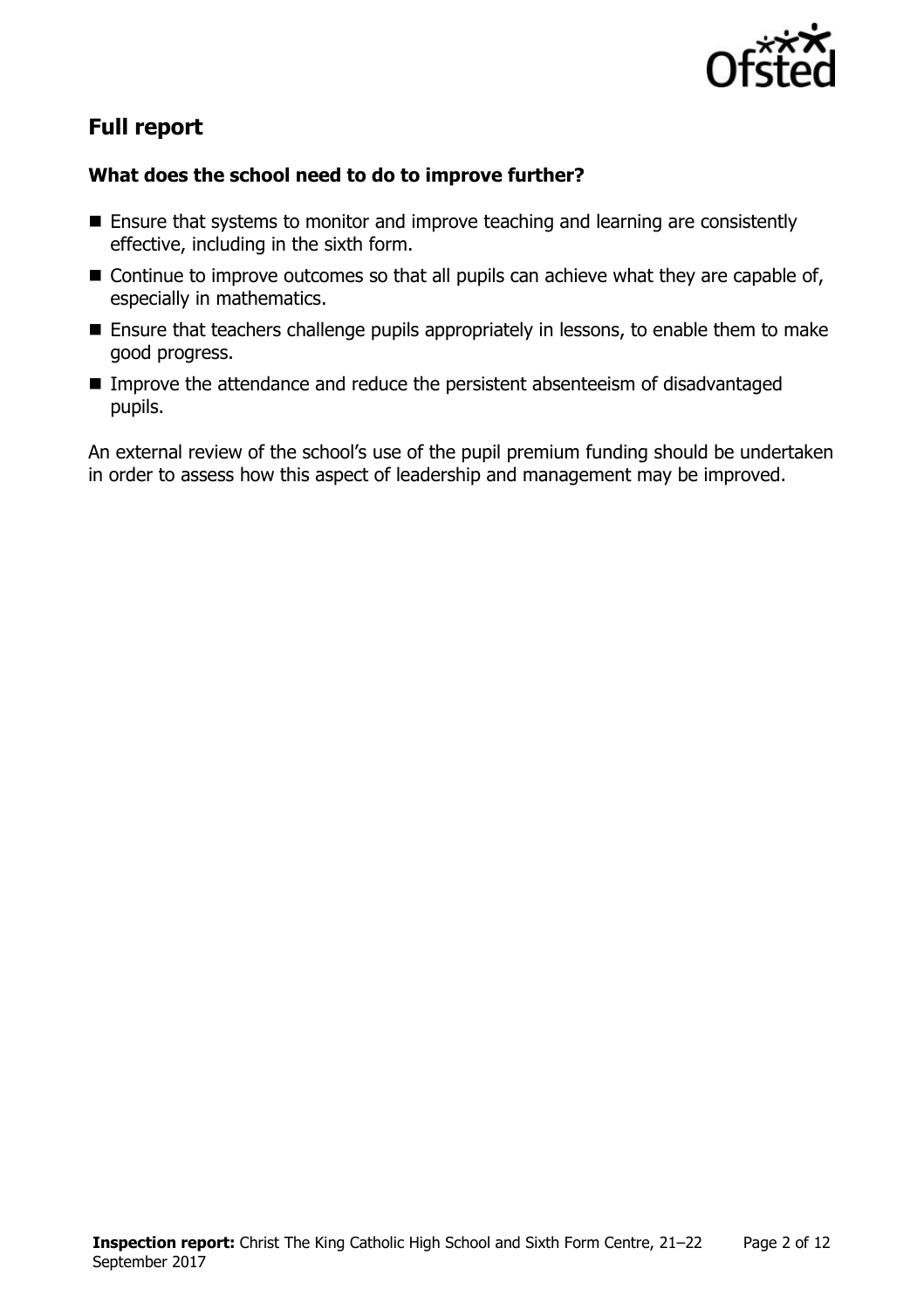## Full report

### What does the school need to do to improve further?

- Ensure that systems to monitor and improve teaching and learning are consistently effective, including in the sixth form.
- Continue to improve outcomes so that all pupils can achieve what they are capable of, especially in mathematics.
- Ensure that teachers challenge pupils appropriately in lessons, to enable them to make good progress.
- Improve the attendance and reduce the persistent absenteeism of disadvantaged pupils.

An external review of the school's use of the pupil premium funding should be undertaken in order to assess how this aspect of leadership and management may be improved.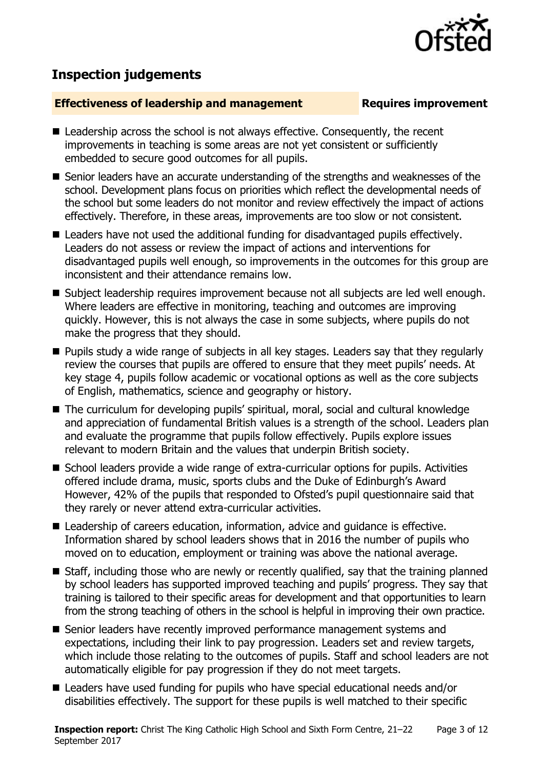## Inspection judgements

**Effectiveness of leadership and management** **Requires improvement**

- Leadership across the school is not always effective. Consequently, the recent improvements in teaching is some areas are not yet consistent or sufficiently embedded to secure good outcomes for all pupils.
- Senior leaders have an accurate understanding of the strengths and weaknesses of the school. Development plans focus on priorities which reflect the developmental needs of the school but some leaders do not monitor and review effectively the impact of actions effectively. Therefore, in these areas, improvements are too slow or not consistent.
- Leaders have not used the additional funding for disadvantaged pupils effectively. Leaders do not assess or review the impact of actions and interventions for disadvantaged pupils well enough, so improvements in the outcomes for this group are inconsistent and their attendance remains low.
- Subject leadership requires improvement because not all subjects are led well enough. Where leaders are effective in monitoring, teaching and outcomes are improving quickly. However, this is not always the case in some subjects, where pupils do not make the progress that they should.
- Pupils study a wide range of subjects in all key stages. Leaders say that they regularly review the courses that pupils are offered to ensure that they meet pupils' needs. At key stage 4, pupils follow academic or vocational options as well as the core subjects of English, mathematics, science and geography or history.
- The curriculum for developing pupils' spiritual, moral, social and cultural knowledge and appreciation of fundamental British values is a strength of the school. Leaders plan and evaluate the programme that pupils follow effectively. Pupils explore issues relevant to modern Britain and the values that underpin British society.
- School leaders provide a wide range of extra-curricular options for pupils. Activities offered include drama, music, sports clubs and the Duke of Edinburgh's Award However, 42% of the pupils that responded to Ofsted's pupil questionnaire said that they rarely or never attend extra-curricular activities.
- Leadership of careers education, information, advice and guidance is effective. Information shared by school leaders shows that in 2016 the number of pupils who moved on to education, employment or training was above the national average.
- Staff, including those who are newly or recently qualified, say that the training planned by school leaders has supported improved teaching and pupils' progress. They say that training is tailored to their specific areas for development and that opportunities to learn from the strong teaching of others in the school is helpful in improving their own practice.
- Senior leaders have recently improved performance management systems and expectations, including their link to pay progression. Leaders set and review targets, which include those relating to the outcomes of pupils. Staff and school leaders are not automatically eligible for pay progression if they do not meet targets.
- Leaders have used funding for pupils who have special educational needs and/or disabilities effectively. The support for these pupils is well matched to their specific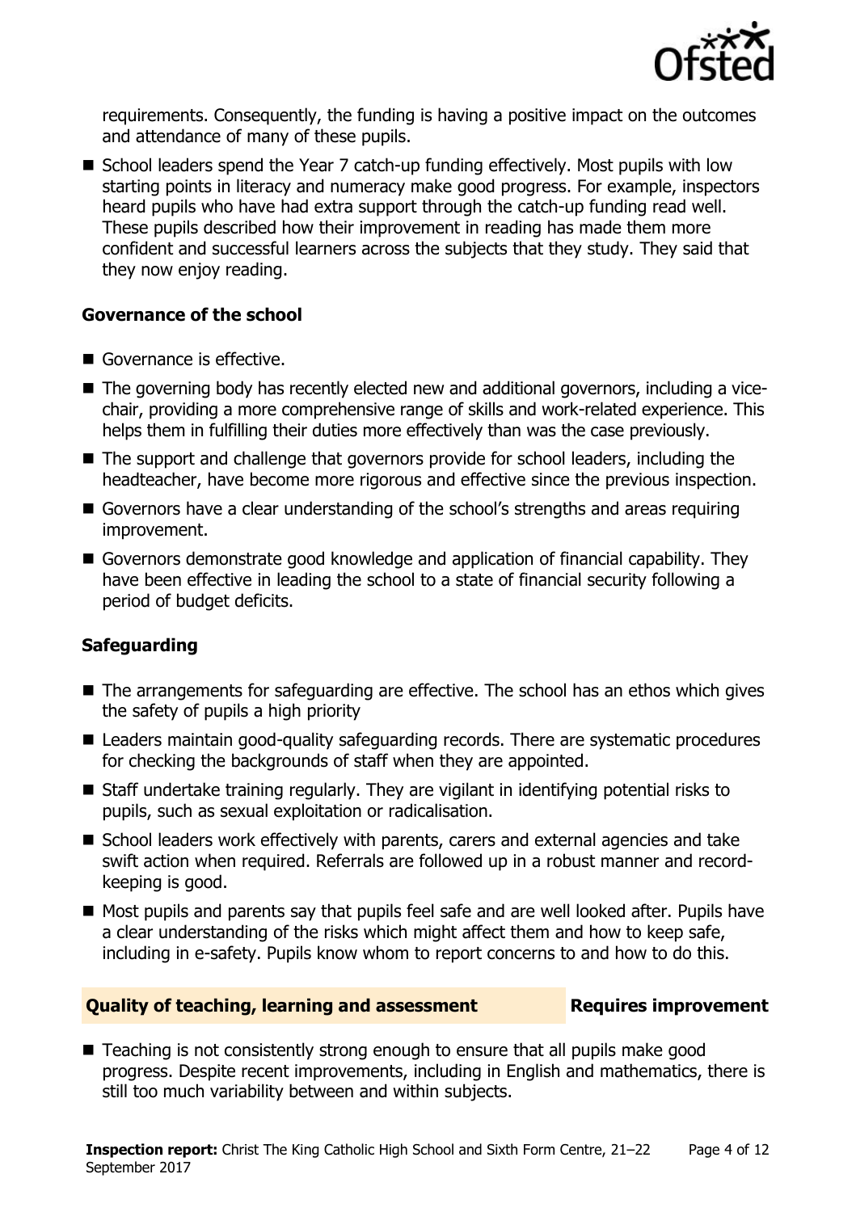requirements. Consequently, the funding is having a positive impact on the outcomes and attendance of many of these pupils.

- School leaders spend the Year 7 catch-up funding effectively. Most pupils with low starting points in literacy and numeracy make good progress. For example, inspectors heard pupils who have had extra support through the catch-up funding read well. These pupils described how their improvement in reading has made them more confident and successful learners across the subjects that they study. They said that they now enjoy reading.

### Governance of the school

- Governance is effective.
- The governing body has recently elected new and additional governors, including a vice-chair, providing a more comprehensive range of skills and work-related experience. This helps them in fulfilling their duties more effectively than was the case previously.
- The support and challenge that governors provide for school leaders, including the headteacher, have become more rigorous and effective since the previous inspection.
- Governors have a clear understanding of the school's strengths and areas requiring improvement.
- Governors demonstrate good knowledge and application of financial capability. They have been effective in leading the school to a state of financial security following a period of budget deficits.

### Safeguarding

- The arrangements for safeguarding are effective. The school has an ethos which gives the safety of pupils a high priority
- Leaders maintain good-quality safeguarding records. There are systematic procedures for checking the backgrounds of staff when they are appointed.
- Staff undertake training regularly. They are vigilant in identifying potential risks to pupils, such as sexual exploitation or radicalisation.
- School leaders work effectively with parents, carers and external agencies and take swift action when required. Referrals are followed up in a robust manner and record-keeping is good.
- Most pupils and parents say that pupils feel safe and are well looked after. Pupils have a clear understanding of the risks which might affect them and how to keep safe, including in e-safety. Pupils know whom to report concerns to and how to do this.

## Quality of teaching, learning and assessment — Requires improvement

- Teaching is not consistently strong enough to ensure that all pupils make good progress. Despite recent improvements, including in English and mathematics, there is still too much variability between and within subjects.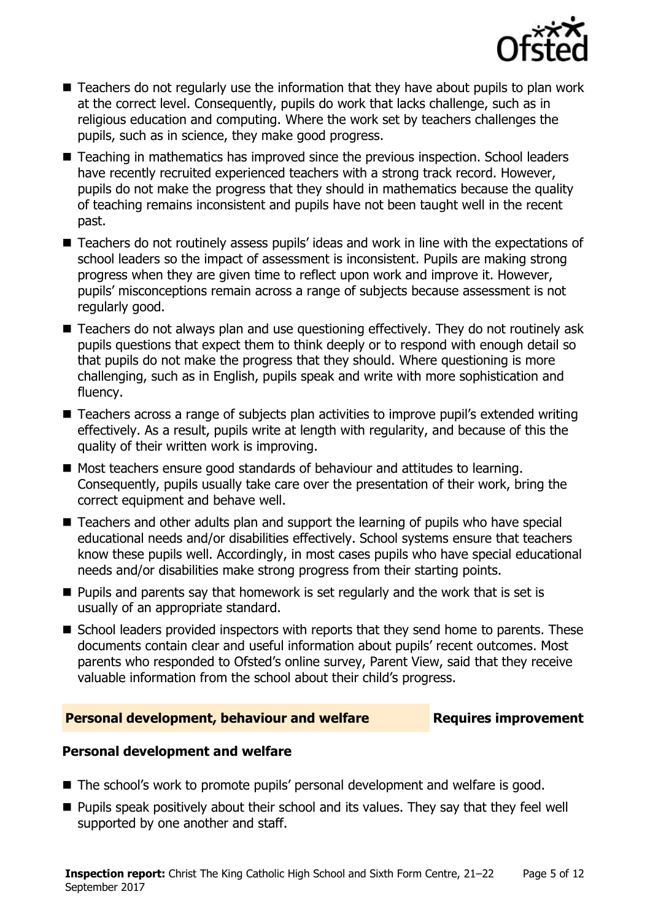- Teachers do not regularly use the information that they have about pupils to plan work at the correct level. Consequently, pupils do work that lacks challenge, such as in religious education and computing. Where the work set by teachers challenges the pupils, such as in science, they make good progress.
- Teaching in mathematics has improved since the previous inspection. School leaders have recently recruited experienced teachers with a strong track record. However, pupils do not make the progress that they should in mathematics because the quality of teaching remains inconsistent and pupils have not been taught well in the recent past.
- Teachers do not routinely assess pupils' ideas and work in line with the expectations of school leaders so the impact of assessment is inconsistent. Pupils are making strong progress when they are given time to reflect upon work and improve it. However, pupils' misconceptions remain across a range of subjects because assessment is not regularly good.
- Teachers do not always plan and use questioning effectively. They do not routinely ask pupils questions that expect them to think deeply or to respond with enough detail so that pupils do not make the progress that they should. Where questioning is more challenging, such as in English, pupils speak and write with more sophistication and fluency.
- Teachers across a range of subjects plan activities to improve pupil's extended writing effectively. As a result, pupils write at length with regularity, and because of this the quality of their written work is improving.
- Most teachers ensure good standards of behaviour and attitudes to learning. Consequently, pupils usually take care over the presentation of their work, bring the correct equipment and behave well.
- Teachers and other adults plan and support the learning of pupils who have special educational needs and/or disabilities effectively. School systems ensure that teachers know these pupils well. Accordingly, in most cases pupils who have special educational needs and/or disabilities make strong progress from their starting points.
- Pupils and parents say that homework is set regularly and the work that is set is usually of an appropriate standard.
- School leaders provided inspectors with reports that they send home to parents. These documents contain clear and useful information about pupils' recent outcomes. Most parents who responded to Ofsted's online survey, Parent View, said that they receive valuable information from the school about their child's progress.

## Personal development, behaviour and welfare — Requires improvement

### Personal development and welfare

- The school's work to promote pupils' personal development and welfare is good.
- Pupils speak positively about their school and its values. They say that they feel well supported by one another and staff.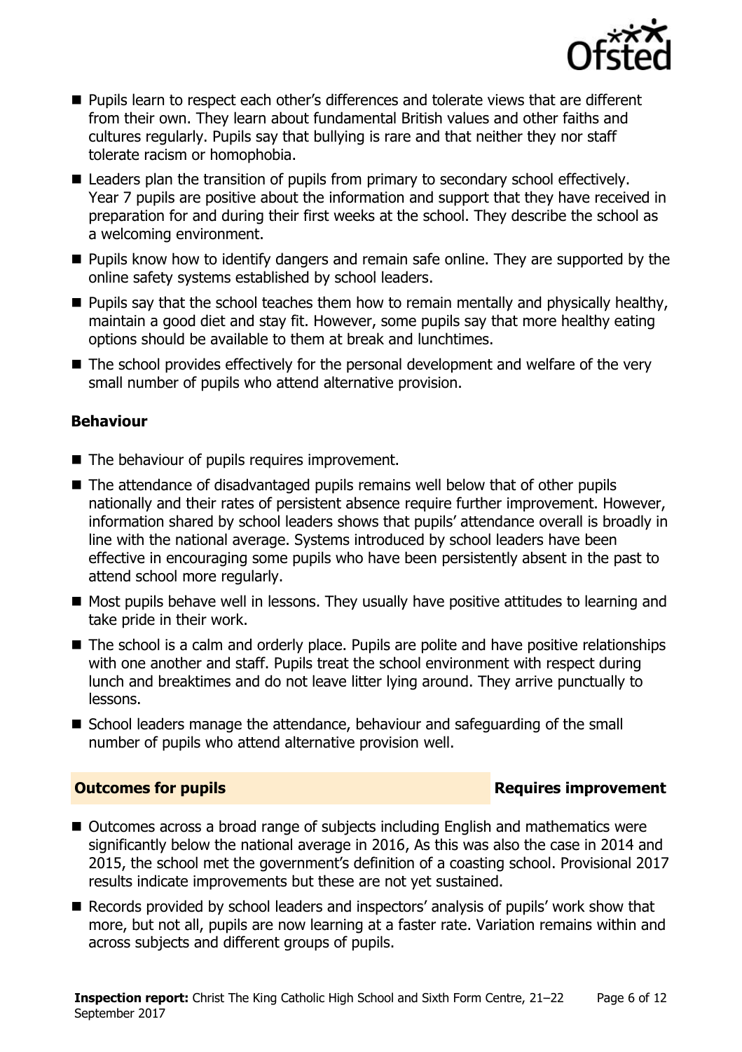- Pupils learn to respect each other's differences and tolerate views that are different from their own. They learn about fundamental British values and other faiths and cultures regularly. Pupils say that bullying is rare and that neither they nor staff tolerate racism or homophobia.
- Leaders plan the transition of pupils from primary to secondary school effectively. Year 7 pupils are positive about the information and support that they have received in preparation for and during their first weeks at the school. They describe the school as a welcoming environment.
- Pupils know how to identify dangers and remain safe online. They are supported by the online safety systems established by school leaders.
- Pupils say that the school teaches them how to remain mentally and physically healthy, maintain a good diet and stay fit. However, some pupils say that more healthy eating options should be available to them at break and lunchtimes.
- The school provides effectively for the personal development and welfare of the very small number of pupils who attend alternative provision.

### Behaviour

- The behaviour of pupils requires improvement.
- The attendance of disadvantaged pupils remains well below that of other pupils nationally and their rates of persistent absence require further improvement. However, information shared by school leaders shows that pupils' attendance overall is broadly in line with the national average. Systems introduced by school leaders have been effective in encouraging some pupils who have been persistently absent in the past to attend school more regularly.
- Most pupils behave well in lessons. They usually have positive attitudes to learning and take pride in their work.
- The school is a calm and orderly place. Pupils are polite and have positive relationships with one another and staff. Pupils treat the school environment with respect during lunch and breaktimes and do not leave litter lying around. They arrive punctually to lessons.
- School leaders manage the attendance, behaviour and safeguarding of the small number of pupils who attend alternative provision well.

## Outcomes for pupils — Requires improvement

- Outcomes across a broad range of subjects including English and mathematics were significantly below the national average in 2016, As this was also the case in 2014 and 2015, the school met the government's definition of a coasting school. Provisional 2017 results indicate improvements but these are not yet sustained.
- Records provided by school leaders and inspectors' analysis of pupils' work show that more, but not all, pupils are now learning at a faster rate. Variation remains within and across subjects and different groups of pupils.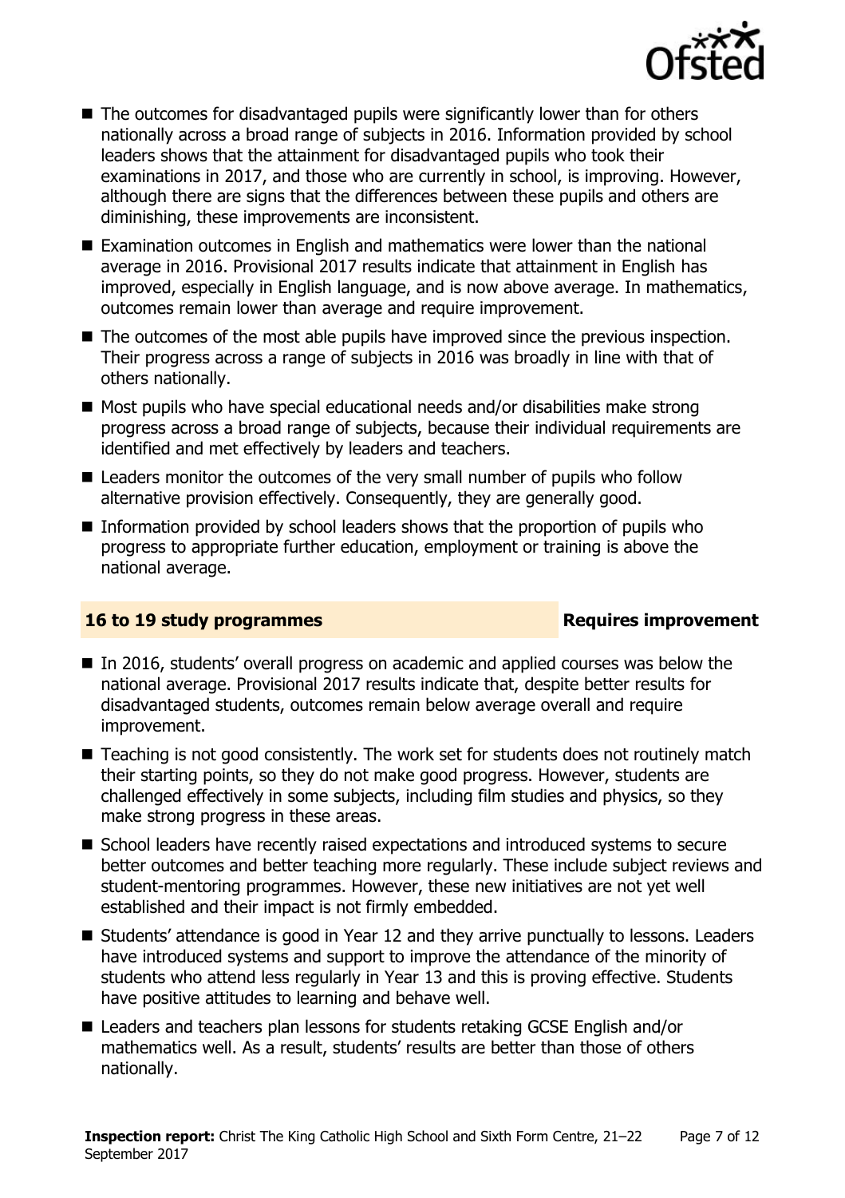- The outcomes for disadvantaged pupils were significantly lower than for others nationally across a broad range of subjects in 2016. Information provided by school leaders shows that the attainment for disadvantaged pupils who took their examinations in 2017, and those who are currently in school, is improving. However, although there are signs that the differences between these pupils and others are diminishing, these improvements are inconsistent.
- Examination outcomes in English and mathematics were lower than the national average in 2016. Provisional 2017 results indicate that attainment in English has improved, especially in English language, and is now above average. In mathematics, outcomes remain lower than average and require improvement.
- The outcomes of the most able pupils have improved since the previous inspection. Their progress across a range of subjects in 2016 was broadly in line with that of others nationally.
- Most pupils who have special educational needs and/or disabilities make strong progress across a broad range of subjects, because their individual requirements are identified and met effectively by leaders and teachers.
- Leaders monitor the outcomes of the very small number of pupils who follow alternative provision effectively. Consequently, they are generally good.
- Information provided by school leaders shows that the proportion of pupils who progress to appropriate further education, employment or training is above the national average.

## 16 to 19 study programmes — Requires improvement

- In 2016, students' overall progress on academic and applied courses was below the national average. Provisional 2017 results indicate that, despite better results for disadvantaged students, outcomes remain below average overall and require improvement.
- Teaching is not good consistently. The work set for students does not routinely match their starting points, so they do not make good progress. However, students are challenged effectively in some subjects, including film studies and physics, so they make strong progress in these areas.
- School leaders have recently raised expectations and introduced systems to secure better outcomes and better teaching more regularly. These include subject reviews and student-mentoring programmes. However, these new initiatives are not yet well established and their impact is not firmly embedded.
- Students' attendance is good in Year 12 and they arrive punctually to lessons. Leaders have introduced systems and support to improve the attendance of the minority of students who attend less regularly in Year 13 and this is proving effective. Students have positive attitudes to learning and behave well.
- Leaders and teachers plan lessons for students retaking GCSE English and/or mathematics well. As a result, students' results are better than those of others nationally.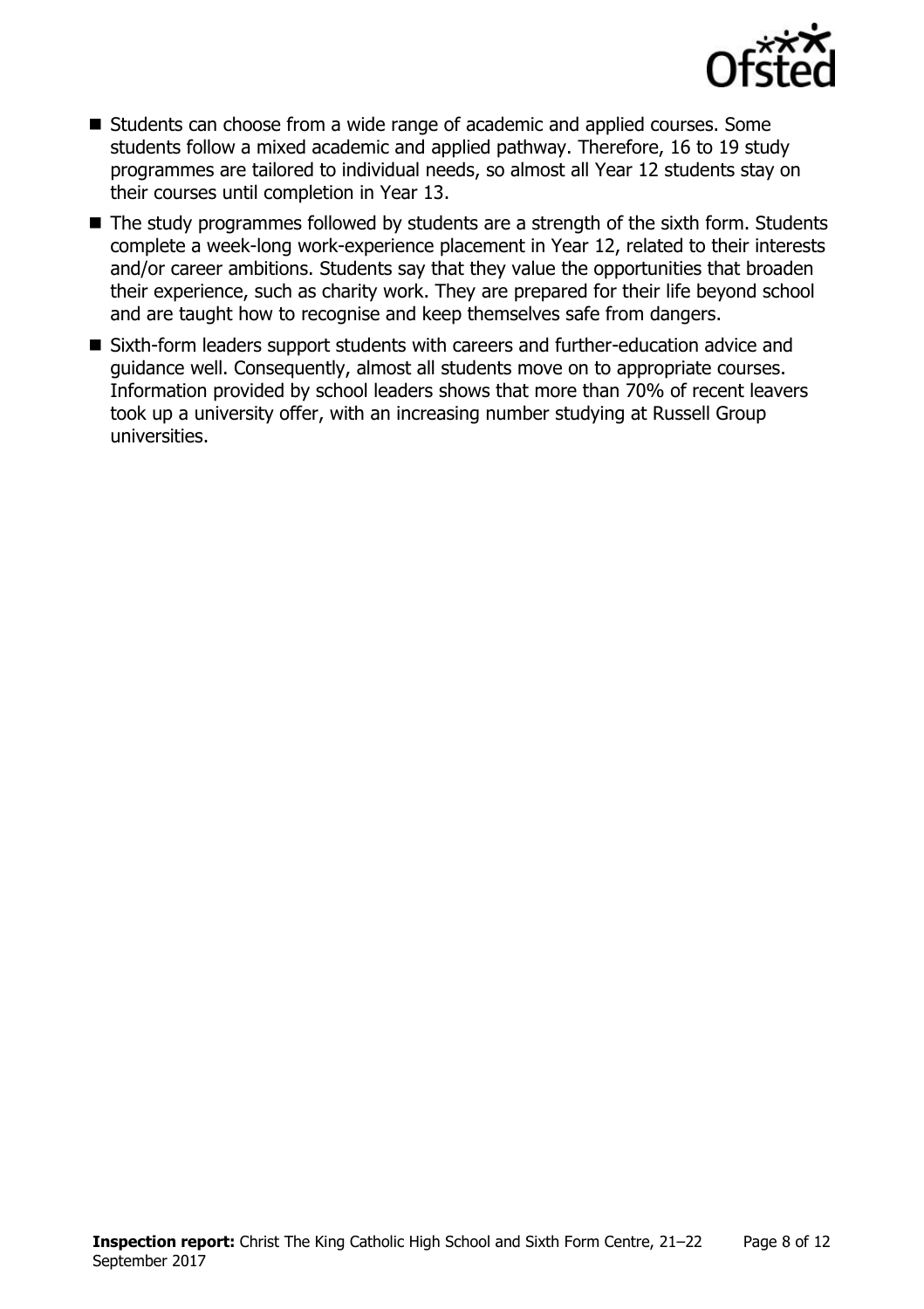- Students can choose from a wide range of academic and applied courses. Some students follow a mixed academic and applied pathway. Therefore, 16 to 19 study programmes are tailored to individual needs, so almost all Year 12 students stay on their courses until completion in Year 13.
- The study programmes followed by students are a strength of the sixth form. Students complete a week-long work-experience placement in Year 12, related to their interests and/or career ambitions. Students say that they value the opportunities that broaden their experience, such as charity work. They are prepared for their life beyond school and are taught how to recognise and keep themselves safe from dangers.
- Sixth-form leaders support students with careers and further-education advice and guidance well. Consequently, almost all students move on to appropriate courses. Information provided by school leaders shows that more than 70% of recent leavers took up a university offer, with an increasing number studying at Russell Group universities.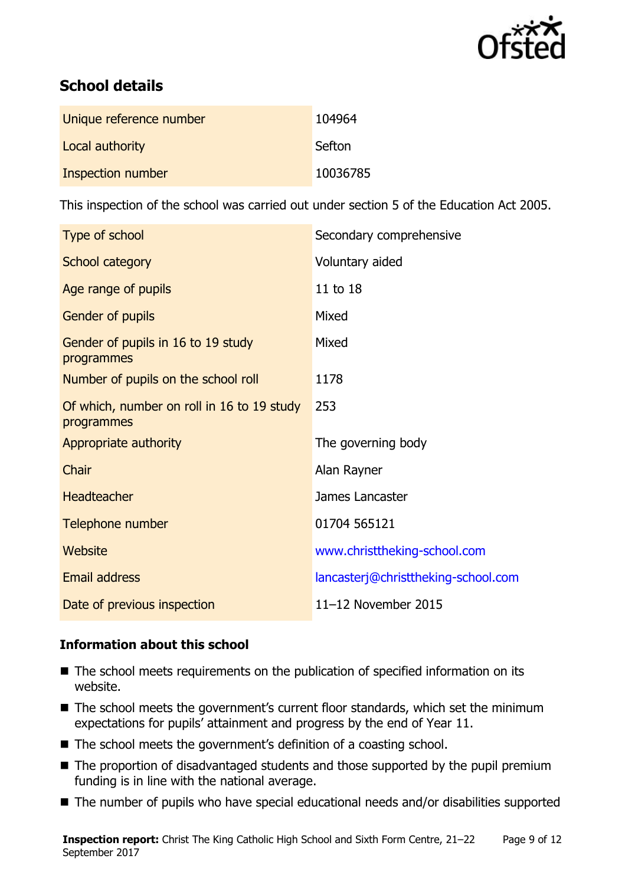## School details

| Unique reference number | 104964 |
| --- | --- |
| Local authority | Sefton |
| Inspection number | 10036785 |

This inspection of the school was carried out under section 5 of the Education Act 2005.

| Type of school | Secondary comprehensive |
| --- | --- |
| School category | Voluntary aided |
| Age range of pupils | 11 to 18 |
| Gender of pupils | Mixed |
| Gender of pupils in 16 to 19 study programmes | Mixed |
| Number of pupils on the school roll | 1178 |
| Of which, number on roll in 16 to 19 study programmes | 253 |
| Appropriate authority | The governing body |
| Chair | Alan Rayner |
| Headteacher | James Lancaster |
| Telephone number | 01704 565121 |
| Website | www.christtheking-school.com |
| Email address | lancasterj@christtheking-school.com |
| Date of previous inspection | 11–12 November 2015 |

### Information about this school

- The school meets requirements on the publication of specified information on its website.
- The school meets the government's current floor standards, which set the minimum expectations for pupils' attainment and progress by the end of Year 11.
- The school meets the government's definition of a coasting school.
- The proportion of disadvantaged students and those supported by the pupil premium funding is in line with the national average.
- The number of pupils who have special educational needs and/or disabilities supported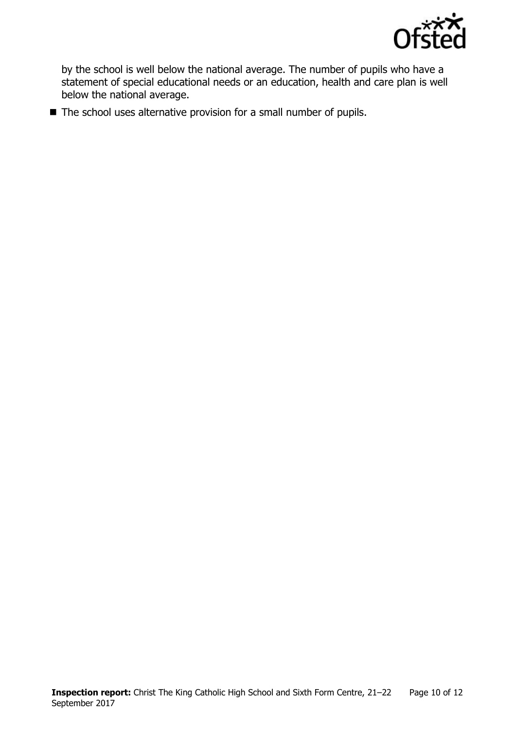by the school is well below the national average. The number of pupils who have a statement of special educational needs or an education, health and care plan is well below the national average.

- The school uses alternative provision for a small number of pupils.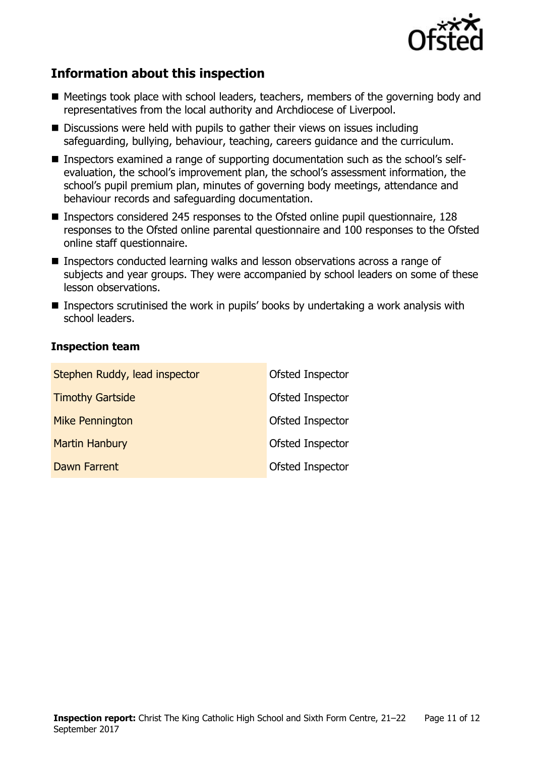## Information about this inspection

- Meetings took place with school leaders, teachers, members of the governing body and representatives from the local authority and Archdiocese of Liverpool.
- Discussions were held with pupils to gather their views on issues including safeguarding, bullying, behaviour, teaching, careers guidance and the curriculum.
- Inspectors examined a range of supporting documentation such as the school's self-evaluation, the school's improvement plan, the school's assessment information, the school's pupil premium plan, minutes of governing body meetings, attendance and behaviour records and safeguarding documentation.
- Inspectors considered 245 responses to the Ofsted online pupil questionnaire, 128 responses to the Ofsted online parental questionnaire and 100 responses to the Ofsted online staff questionnaire.
- Inspectors conducted learning walks and lesson observations across a range of subjects and year groups. They were accompanied by school leaders on some of these lesson observations.
- Inspectors scrutinised the work in pupils' books by undertaking a work analysis with school leaders.

### Inspection team

| | |
|---|---|
| Stephen Ruddy, lead inspector | Ofsted Inspector |
| Timothy Gartside | Ofsted Inspector |
| Mike Pennington | Ofsted Inspector |
| Martin Hanbury | Ofsted Inspector |
| Dawn Farrent | Ofsted Inspector |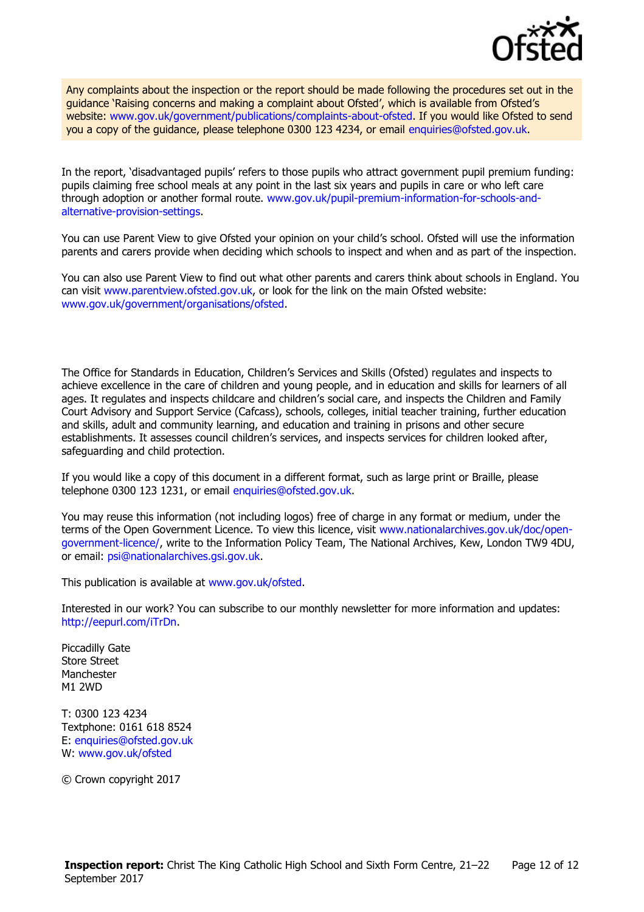Any complaints about the inspection or the report should be made following the procedures set out in the guidance 'Raising concerns and making a complaint about Ofsted', which is available from Ofsted's website: www.gov.uk/government/publications/complaints-about-ofsted. If you would like Ofsted to send you a copy of the guidance, please telephone 0300 123 4234, or email enquiries@ofsted.gov.uk.

In the report, 'disadvantaged pupils' refers to those pupils who attract government pupil premium funding: pupils claiming free school meals at any point in the last six years and pupils in care or who left care through adoption or another formal route. www.gov.uk/pupil-premium-information-for-schools-and-alternative-provision-settings.

You can use Parent View to give Ofsted your opinion on your child's school. Ofsted will use the information parents and carers provide when deciding which schools to inspect and when and as part of the inspection.

You can also use Parent View to find out what other parents and carers think about schools in England. You can visit www.parentview.ofsted.gov.uk, or look for the link on the main Ofsted website: www.gov.uk/government/organisations/ofsted.

The Office for Standards in Education, Children's Services and Skills (Ofsted) regulates and inspects to achieve excellence in the care of children and young people, and in education and skills for learners of all ages. It regulates and inspects childcare and children's social care, and inspects the Children and Family Court Advisory and Support Service (Cafcass), schools, colleges, initial teacher training, further education and skills, adult and community learning, and education and training in prisons and other secure establishments. It assesses council children's services, and inspects services for children looked after, safeguarding and child protection.

If you would like a copy of this document in a different format, such as large print or Braille, please telephone 0300 123 1231, or email enquiries@ofsted.gov.uk.

You may reuse this information (not including logos) free of charge in any format or medium, under the terms of the Open Government Licence. To view this licence, visit www.nationalarchives.gov.uk/doc/open-government-licence/, write to the Information Policy Team, The National Archives, Kew, London TW9 4DU, or email: psi@nationalarchives.gsi.gov.uk.

This publication is available at www.gov.uk/ofsted.

Interested in our work? You can subscribe to our monthly newsletter for more information and updates: http://eepurl.com/iTrDn.

Piccadilly Gate
Store Street
Manchester
M1 2WD

T: 0300 123 4234
Textphone: 0161 618 8524
E: enquiries@ofsted.gov.uk
W: www.gov.uk/ofsted

© Crown copyright 2017